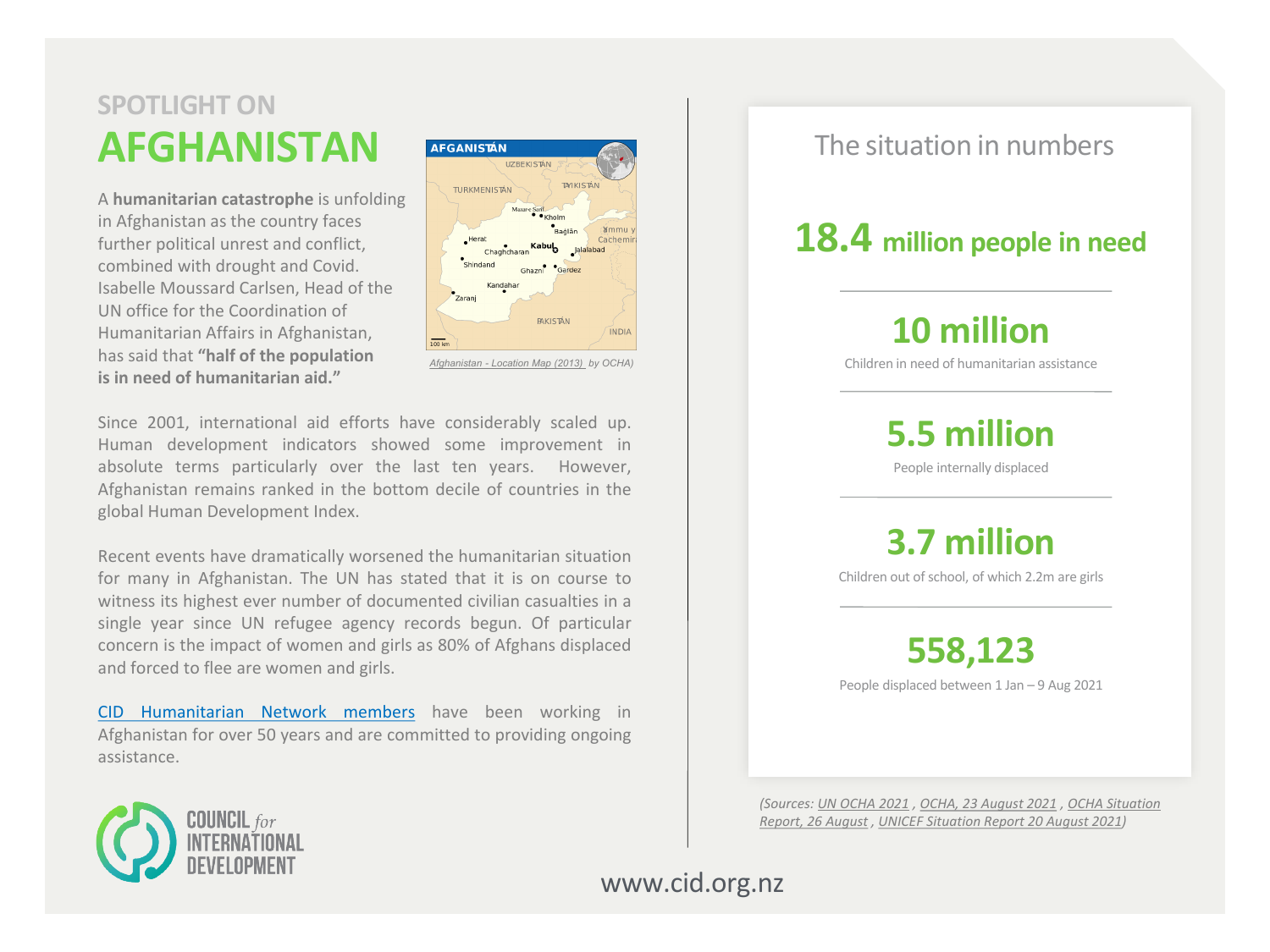SPOTLIGHT ON

# AFGHANISTAN

A **humanitarian catastrophe** is unfolding in Afghanistan as the country faces further political unrest and conflict, combined with drought and Covid. Isabelle Moussard Carlsen, Head of the UN office for the Coordination of Humanitarian Affairs in Afghanistan, has said that **"half of the population is in need of humanitarian aid."**

*Afghanistan - Location Map (2013) by OCHA*

Since 2001, international aid efforts have considerably scaled up. Human development indicators showed some improvement in absolute terms particularly over the last ten years. However, Afghanistan remains ranked in the bottom decile of countries in the global Human Development Index.

Recent events have dramatically worsened the humanitarian situation for many in Afghanistan. The UN has stated that it is on course to witness its highest ever number of documented civilian casualties in a single year since UN refugee agency records begun. Of particular concern is the impact of women and girls as 80% of Afghans displaced and forced to flee are women and girls.

CID Humanitarian Network members have been working in Afghanistan for over 50 years and are committed to providing ongoing assistance.

## The situation in numbers

**18.4 million people in need**

**10 million**
Children in need of humanitarian assistance

**5.5 million**
People internally displaced

**3.7 million**
Children out of school, of which 2.2m are girls

**558,123**
People displaced between 1 Jan – 9 Aug 2021

*(Sources: UN OCHA 2021 , OCHA, 23 August 2021 , OCHA Situation Report, 26 August , UNICEF Situation Report 20 August 2021)*

COUNCIL *for* INTERNATIONAL DEVELOPMENT

www.cid.org.nz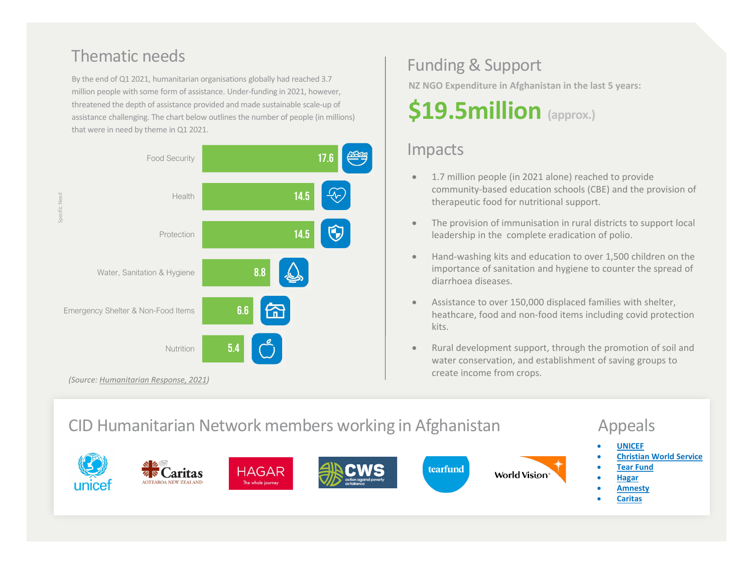## Thematic needs

By the end of Q1 2021, humanitarian organisations globally had reached 3.7 million people with some form of assistance. Under-funding in 2021, however, threatened the depth of assistance provided and made sustainable scale-up of assistance challenging. The chart below outlines the number of people (in millions) that were in need by theme in Q1 2021.

Specific Need

Food Security 17.6

Health 14.5

Protection 14.5

Water, Sanitation & Hygiene 8.8

Emergency Shelter & Non-Food Items 6.6

Nutrition 5.4

*(Source: Humanitarian Response, 2021)*

## Funding & Support

**NZ NGO Expenditure in Afghanistan in the last 5 years:**

**$19.5million** (approx.)

## Impacts

- 1.7 million people (in 2021 alone) reached to provide community-based education schools (CBE) and the provision of therapeutic food for nutritional support.
- The provision of immunisation in rural districts to support local leadership in the complete eradication of polio.
- Hand-washing kits and education to over 1,500 children on the importance of sanitation and hygiene to counter the spread of diarrhoea diseases.
- Assistance to over 150,000 displaced families with shelter, heathcare, food and non-food items including covid protection kits.
- Rural development support, through the promotion of soil and water conservation, and establishment of saving groups to create income from crops.

## CID Humanitarian Network members working in Afghanistan

unicef

Caritas AOTEAROA NEW ZEALAND

HAGAR The whole journey

CWS action against poverty actalliance

tearfund

World Vision

## Appeals

- UNICEF
- Christian World Service
- Tear Fund
- Hagar
- Amnesty
- Caritas